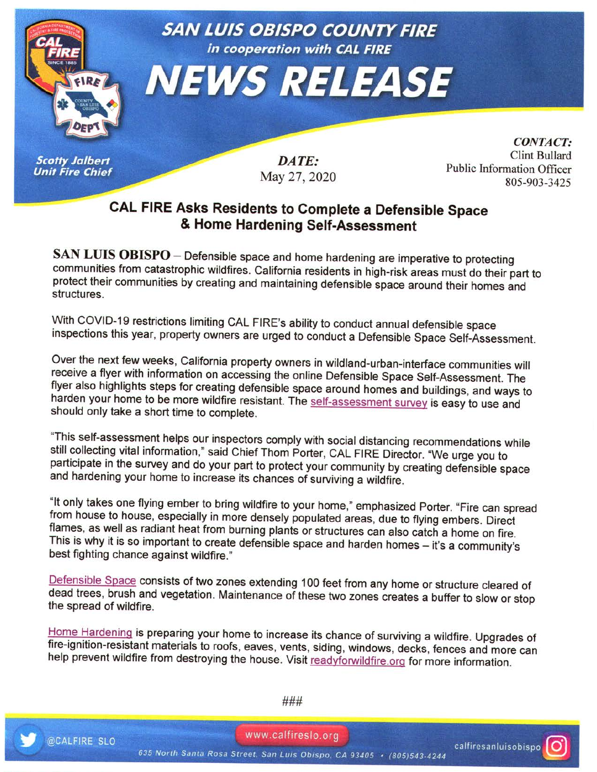# SAN LUIS OBISPO COUNTY FIRE

*in cooperation with CAL FIRE*

# NEWS RELEASE

***Scotty Jalbert***
***Unit Fire Chief***

***DATE:***
May 27, 2020

***CONTACT:***
Clint Bullard
Public Information Officer
805-903-3425

## CAL FIRE Asks Residents to Complete a Defensible Space & Home Hardening Self-Assessment

**SAN LUIS OBISPO** – Defensible space and home hardening are imperative to protecting communities from catastrophic wildfires. California residents in high-risk areas must do their part to protect their communities by creating and maintaining defensible space around their homes and structures.

With COVID-19 restrictions limiting CAL FIRE's ability to conduct annual defensible space inspections this year, property owners are urged to conduct a Defensible Space Self-Assessment.

Over the next few weeks, California property owners in wildland-urban-interface communities will receive a flyer with information on accessing the online Defensible Space Self-Assessment. The flyer also highlights steps for creating defensible space around homes and buildings, and ways to harden your home to be more wildfire resistant. The self-assessment survey is easy to use and should only take a short time to complete.

"This self-assessment helps our inspectors comply with social distancing recommendations while still collecting vital information," said Chief Thom Porter, CAL FIRE Director. "We urge you to participate in the survey and do your part to protect your community by creating defensible space and hardening your home to increase its chances of surviving a wildfire.

"It only takes one flying ember to bring wildfire to your home," emphasized Porter. "Fire can spread from house to house, especially in more densely populated areas, due to flying embers. Direct flames, as well as radiant heat from burning plants or structures can also catch a home on fire. This is why it is so important to create defensible space and harden homes – it's a community's best fighting chance against wildfire."

Defensible Space consists of two zones extending 100 feet from any home or structure cleared of dead trees, brush and vegetation. Maintenance of these two zones creates a buffer to slow or stop the spread of wildfire.

Home Hardening is preparing your home to increase its chance of surviving a wildfire. Upgrades of fire-ignition-resistant materials to roofs, eaves, vents, siding, windows, decks, fences and more can help prevent wildfire from destroying the house. Visit readyforwildfire.org for more information.

###

@CALFIRE SLO www.calfireslo.org calfiresanluisobispo

635 North Santa Rosa Street, San Luis Obispo, CA 93405 • (805)543-4244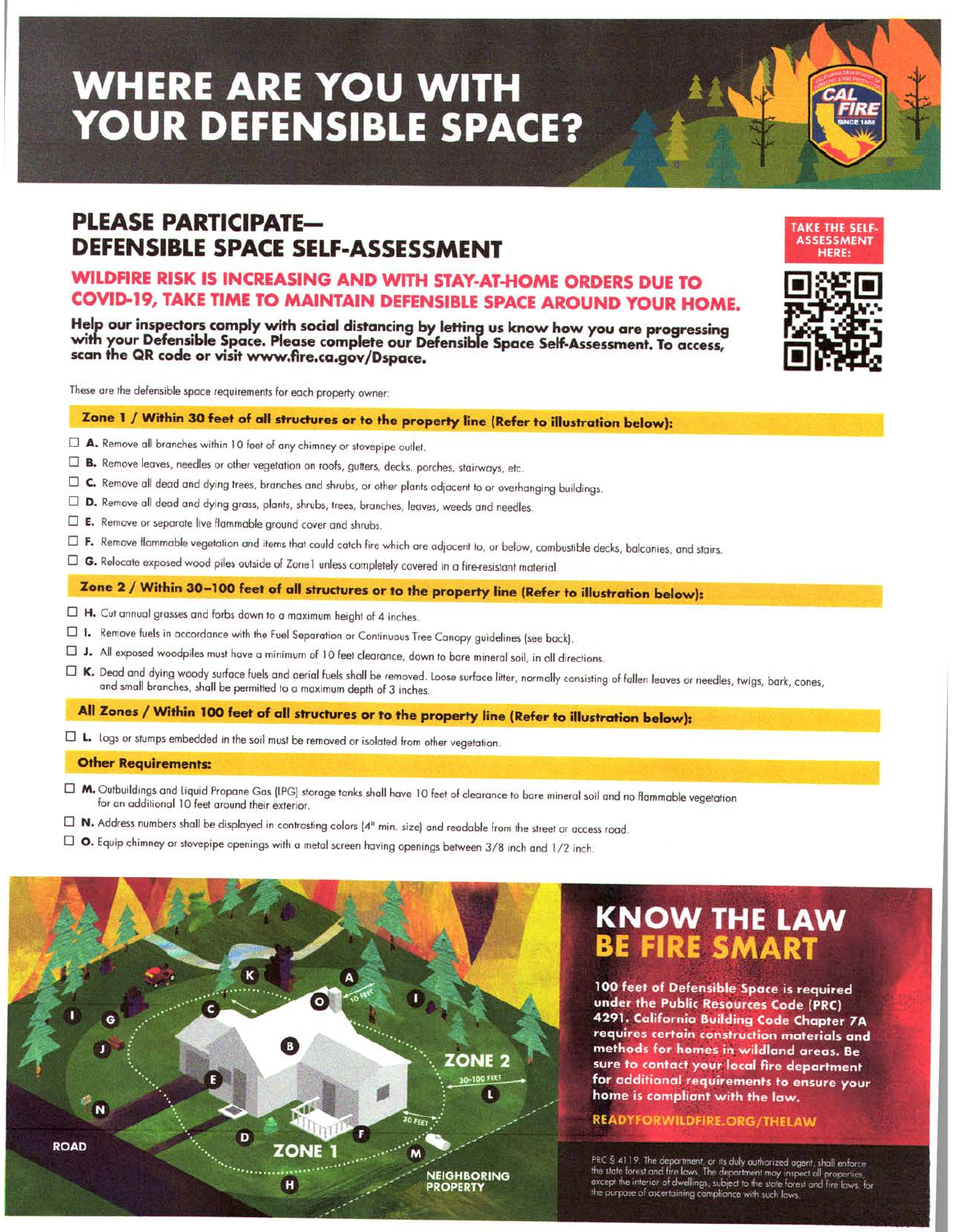# WHERE ARE YOU WITH YOUR DEFENSIBLE SPACE?

## PLEASE PARTICIPATE— DEFENSIBLE SPACE SELF-ASSESSMENT

### WILDFIRE RISK IS INCREASING AND WITH STAY-AT-HOME ORDERS DUE TO COVID-19, TAKE TIME TO MAINTAIN DEFENSIBLE SPACE AROUND YOUR HOME.

**Help our inspectors comply with social distancing by letting us know how you are progressing with your Defensible Space. Please complete our Defensible Space Self-Assessment. To access, scan the QR code or visit www.fire.ca.gov/Dspace.**

**TAKE THE SELF-ASSESSMENT HERE:**

These are the defensible space requirements for each property owner:

**Zone 1 / Within 30 feet of all structures or to the property line (Refer to illustration below):**

- ☐ **A.** Remove all branches within 10 feet of any chimney or stovepipe outlet.
- ☐ **B.** Remove leaves, needles or other vegetation on roofs, gutters, decks, porches, stairways, etc.
- ☐ **C.** Remove all dead and dying trees, branches and shrubs, or other plants adjacent to or overhanging buildings.
- ☐ **D.** Remove all dead and dying grass, plants, shrubs, trees, branches, leaves, weeds and needles.
- ☐ **E.** Remove or separate live flammable ground cover and shrubs.
- ☐ **F.** Remove flammable vegetation and items that could catch fire which are adjacent to, or below, combustible decks, balconies, and stairs.
- ☐ **G.** Relocate exposed wood piles outside of Zone1 unless completely covered in a fire-resistant material.

**Zone 2 / Within 30–100 feet of all structures or to the property line (Refer to illustration below):**

- ☐ **H.** Cut annual grasses and forbs down to a maximum height of 4 inches.
- ☐ **I.** Remove fuels in accordance with the Fuel Separation or Continuous Tree Canopy guidelines (see back).
- ☐ **J.** All exposed woodpiles must have a minimum of 10 feet clearance, down to bare mineral soil, in all directions.
- ☐ **K.** Dead and dying woody surface fuels and aerial fuels shall be removed. Loose surface litter, normally consisting of fallen leaves or needles, twigs, bark, cones, and small branches, shall be permitted to a maximum depth of 3 inches.

**All Zones / Within 100 feet of all structures or to the property line (Refer to illustration below):**

- ☐ **L.** Logs or stumps embedded in the soil must be removed or isolated from other vegetation.

**Other Requirements:**

- ☐ **M.** Outbuildings and Liquid Propane Gas (LPG) storage tanks shall have 10 feet of clearance to bare mineral soil and no flammable vegetation for an additional 10 feet around their exterior.
- ☐ **N.** Address numbers shall be displayed in contrasting colors (4" min. size) and readable from the street or access road.
- ☐ **O.** Equip chimney or stovepipe openings with a metal screen having openings between 3/8 inch and 1/2 inch.

## KNOW THE LAW BE FIRE SMART

**100 feet of Defensible Space is required under the Public Resources Code (PRC) 4291. California Building Code Chapter 7A requires certain construction materials and methods for homes in wildland areas. Be sure to contact your local fire department for additional requirements to ensure your home is compliant with the law.**

**READYFORWILDFIRE.ORG/THELAW**

PRC § 4119. The department, or its duly authorized agent, shall enforce the state forest and fire laws. The department may inspect all properties, except the interior of dwellings, subject to the state forest and fire laws, for the purpose of ascertaining compliance with such laws.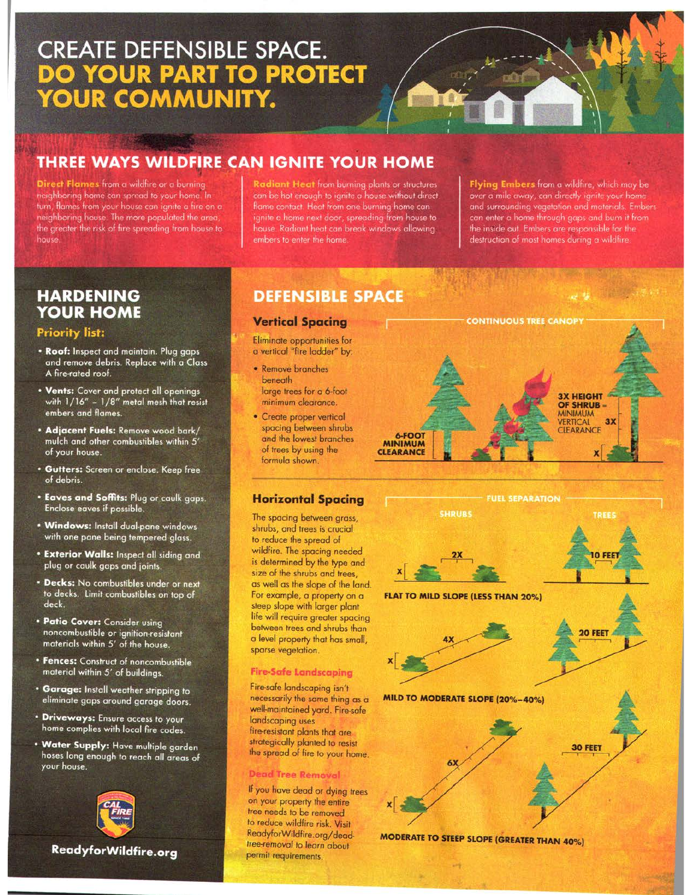# CREATE DEFENSIBLE SPACE.
# DO YOUR PART TO PROTECT YOUR COMMUNITY.

## THREE WAYS WILDFIRE CAN IGNITE YOUR HOME

**Direct Flames** from a wildfire or a burning neighboring home can spread to your home. In turn, flames from your house can ignite a fire on a neighboring house. The more populated the area, the greater the risk of fire spreading from house to house.

**Radiant Heat** from burning plants or structures can be hot enough to ignite a house without direct flame contact. Heat from one burning home can ignite a home next door, spreading from house to house. Radiant heat can break windows allowing embers to enter the home.

**Flying Embers** from a wildfire, which may be over a mile away, can directly ignite your home and surrounding vegetation and materials. Embers can enter a home through gaps and burn it from the inside out. Embers are responsible for the destruction of most homes during a wildfire.

## HARDENING YOUR HOME

### Priority list:

- **Roof:** Inspect and maintain. Plug gaps and remove debris. Replace with a Class A fire-rated roof.
- **Vents:** Cover and protect all openings with 1/16" – 1/8" metal mesh that resist embers and flames.
- **Adjacent Fuels:** Remove wood bark/mulch and other combustibles within 5' of your house.
- **Gutters:** Screen or enclose. Keep free of debris.
- **Eaves and Soffits:** Plug or caulk gaps. Enclose eaves if possible.
- **Windows:** Install dual-pane windows with one pane being tempered glass.
- **Exterior Walls:** Inspect all siding and plug or caulk gaps and joints.
- **Decks:** No combustibles under or next to decks. Limit combustibles on top of deck.
- **Patio Cover:** Consider using noncombustible or ignition-resistant materials within 5' of the house.
- **Fences:** Construct of noncombustible material within 5' of buildings.
- **Garage:** Install weather stripping to eliminate gaps around garage doors.
- **Driveways:** Ensure access to your home complies with local fire codes.
- **Water Supply:** Have multiple garden hoses long enough to reach all areas of your house.

ReadyforWildfire.org

## DEFENSIBLE SPACE

### Vertical Spacing

Eliminate opportunities for a vertical "fire ladder" by:

- Remove branches beneath large trees for a 6-foot minimum clearance.
- Create proper vertical spacing between shrubs and the lowest branches of trees by using the formula shown.

CONTINUOUS TREE CANOPY

6-FOOT MINIMUM CLEARANCE

3X HEIGHT OF SHRUB = MINIMUM VERTICAL CLEARANCE

3X

X

### Horizontal Spacing

The spacing between grass, shrubs, and trees is crucial to reduce the spread of wildfire. The spacing needed is determined by the type and size of the shrubs and trees, as well as the slope of the land. For example, a property on a steep slope with larger plant life will require greater spacing between trees and shrubs than a level property that has small, sparse vegetation.

FUEL SEPARATION

SHRUBS

TREES

X

2X

10 FEET

FLAT TO MILD SLOPE (LESS THAN 20%)

X

4X

20 FEET

MILD TO MODERATE SLOPE (20%–40%)

X

6X

30 FEET

MODERATE TO STEEP SLOPE (GREATER THAN 40%)

### Fire-Safe Landscaping

Fire-safe landscaping isn't necessarily the same thing as a well-maintained yard. Fire-safe landscaping uses fire-resistant plants that are strategically planted to resist the spread of fire to your home.

### Dead Tree Removal

If you have dead or dying trees on your property the entire tree needs to be removed to reduce wildfire risk. Visit ReadyforWildfire.org/dead-tree-removal to learn about permit requirements.